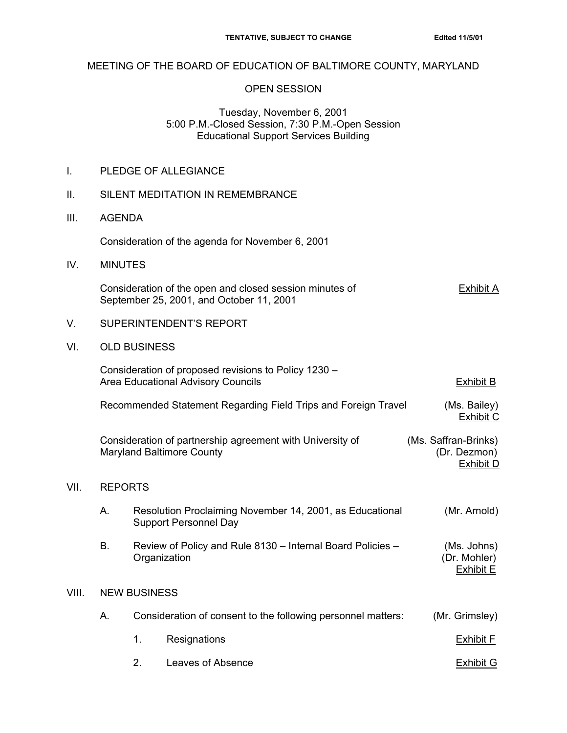**TENTATIVE, SUBJECT TO CHANGE** **Edited 11/5/01**

# MEETING OF THE BOARD OF EDUCATION OF BALTIMORE COUNTY, MARYLAND

## OPEN SESSION

Tuesday, November 6, 2001
5:00 P.M.-Closed Session, 7:30 P.M.-Open Session
Educational Support Services Building

I. PLEDGE OF ALLEGIANCE

II. SILENT MEDITATION IN REMEMBRANCE

III. AGENDA

Consideration of the agenda for November 6, 2001

IV. MINUTES

Consideration of the open and closed session minutes of September 25, 2001, and October 11, 2001 — Exhibit A

V. SUPERINTENDENT'S REPORT

VI. OLD BUSINESS

Consideration of proposed revisions to Policy 1230 – Area Educational Advisory Councils — Exhibit B

Recommended Statement Regarding Field Trips and Foreign Travel — (Ms. Bailey) Exhibit C

Consideration of partnership agreement with University of Maryland Baltimore County — (Ms. Saffran-Brinks) (Dr. Dezmon) Exhibit D

VII. REPORTS

A. Resolution Proclaiming November 14, 2001, as Educational Support Personnel Day — (Mr. Arnold)

B. Review of Policy and Rule 8130 – Internal Board Policies – Organization — (Ms. Johns) (Dr. Mohler) Exhibit E

VIII. NEW BUSINESS

A. Consideration of consent to the following personnel matters: — (Mr. Grimsley)

1. Resignations — Exhibit F

2. Leaves of Absence — Exhibit G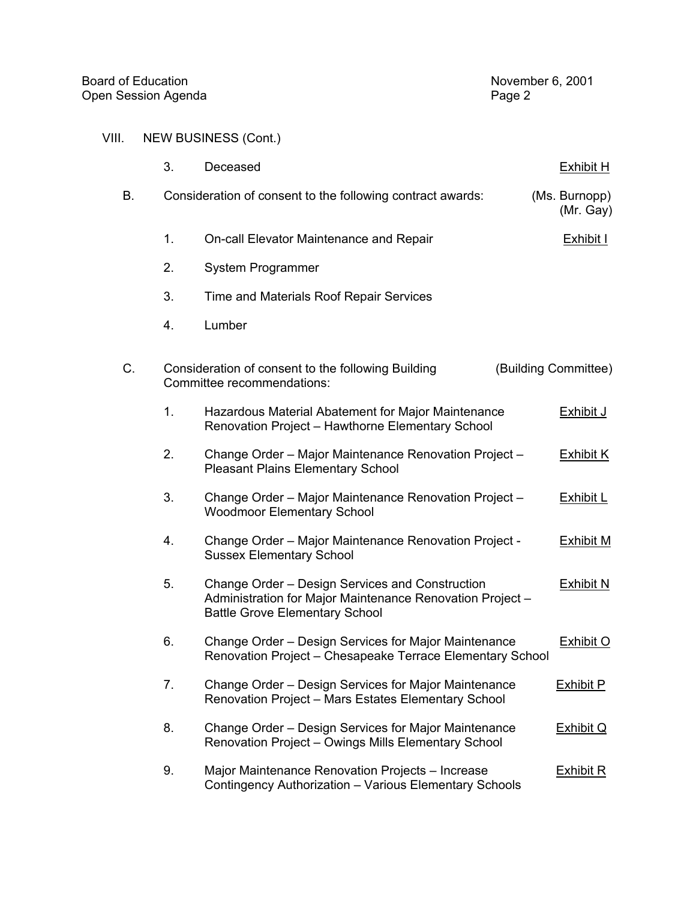VIII. NEW BUSINESS (Cont.)

3. Deceased — Exhibit H

B. Consideration of consent to the following contract awards: (Ms. Burnopp) (Mr. Gay)

1. On-call Elevator Maintenance and Repair — Exhibit I

2. System Programmer

3. Time and Materials Roof Repair Services

4. Lumber

C. Consideration of consent to the following Building Committee recommendations: (Building Committee)

1. Hazardous Material Abatement for Major Maintenance Renovation Project – Hawthorne Elementary School — Exhibit J

2. Change Order – Major Maintenance Renovation Project – Pleasant Plains Elementary School — Exhibit K

3. Change Order – Major Maintenance Renovation Project – Woodmoor Elementary School — Exhibit L

4. Change Order – Major Maintenance Renovation Project - Sussex Elementary School — Exhibit M

5. Change Order – Design Services and Construction Administration for Major Maintenance Renovation Project – Battle Grove Elementary School — Exhibit N

6. Change Order – Design Services for Major Maintenance Renovation Project – Chesapeake Terrace Elementary School — Exhibit O

7. Change Order – Design Services for Major Maintenance Renovation Project – Mars Estates Elementary School — Exhibit P

8. Change Order – Design Services for Major Maintenance Renovation Project – Owings Mills Elementary School — Exhibit Q

9. Major Maintenance Renovation Projects – Increase Contingency Authorization – Various Elementary Schools — Exhibit R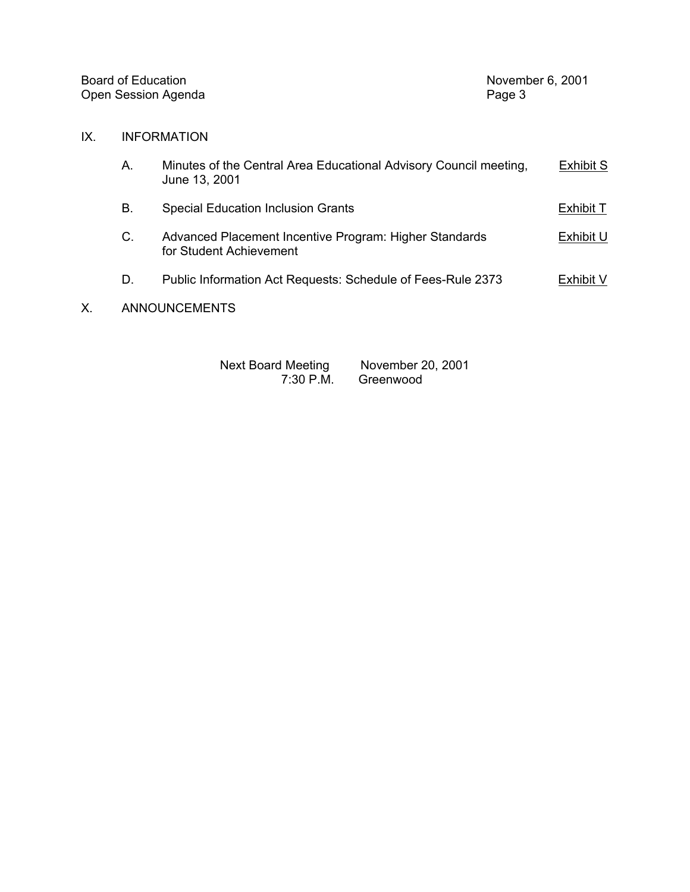## IX. INFORMATION

| | | |
|---|---|---|
| A. | Minutes of the Central Area Educational Advisory Council meeting, June 13, 2001 | Exhibit S |
| B. | Special Education Inclusion Grants | Exhibit T |
| C. | Advanced Placement Incentive Program: Higher Standards for Student Achievement | Exhibit U |
| D. | Public Information Act Requests: Schedule of Fees-Rule 2373 | Exhibit V |

## X. ANNOUNCEMENTS

Next Board Meeting November 20, 2001
7:30 P.M. Greenwood